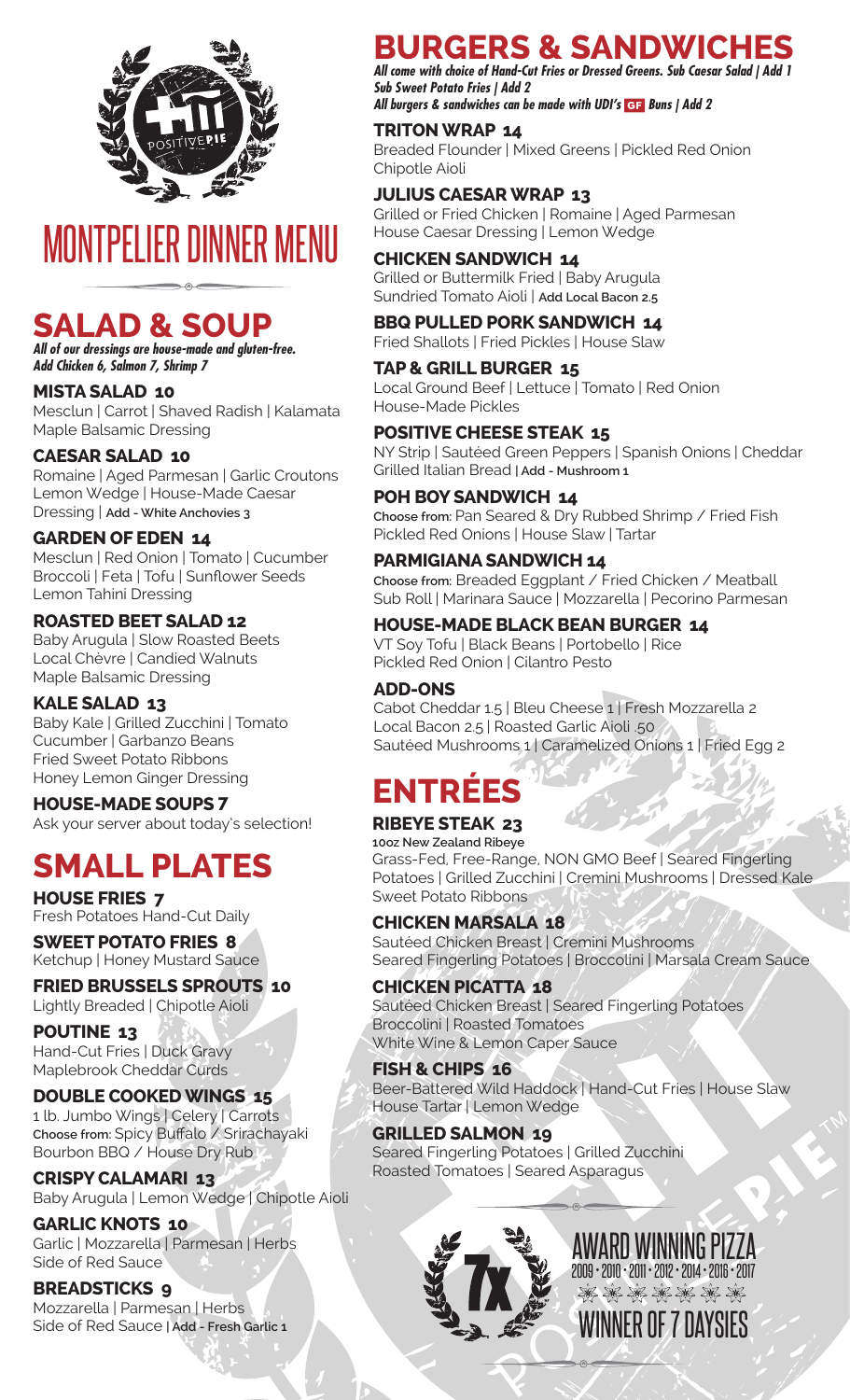# MONTPELIER DINNER MENU

## SALAD & SOUP

*All of our dressings are house-made and gluten-free. Add Chicken 6, Salmon 7, Shrimp 7*

### MISTA SALAD 10
Mesclun | Carrot | Shaved Radish | Kalamata
Maple Balsamic Dressing

### CAESAR SALAD 10
Romaine | Aged Parmesan | Garlic Croutons
Lemon Wedge | House-Made Caesar Dressing | Add - White Anchovies 3

### GARDEN OF EDEN 14
Mesclun | Red Onion | Tomato | Cucumber
Broccoli | Feta | Tofu | Sunflower Seeds
Lemon Tahini Dressing

### ROASTED BEET SALAD 12
Baby Arugula | Slow Roasted Beets
Local Chèvre | Candied Walnuts
Maple Balsamic Dressing

### KALE SALAD 13
Baby Kale | Grilled Zucchini | Tomato
Cucumber | Garbanzo Beans
Fried Sweet Potato Ribbons
Honey Lemon Ginger Dressing

### HOUSE-MADE SOUPS 7
Ask your server about today's selection!

## SMALL PLATES

### HOUSE FRIES 7
Fresh Potatoes Hand-Cut Daily

### SWEET POTATO FRIES 8
Ketchup | Honey Mustard Sauce

### FRIED BRUSSELS SPROUTS 10
Lightly Breaded | Chipotle Aioli

### POUTINE 13
Hand-Cut Fries | Duck Gravy
Maplebrook Cheddar Curds

### DOUBLE COOKED WINGS 15
1 lb. Jumbo Wings | Celery | Carrots
Choose from: Spicy Buffalo / Srirachayaki
Bourbon BBQ / House Dry Rub

### CRISPY CALAMARI 13
Baby Arugula | Lemon Wedge | Chipotle Aioli

### GARLIC KNOTS 10
Garlic | Mozzarella | Parmesan | Herbs
Side of Red Sauce

### BREADSTICKS 9
Mozzarella | Parmesan | Herbs
Side of Red Sauce | Add - Fresh Garlic 1

## BURGERS & SANDWICHES

*All come with choice of Hand-Cut Fries or Dressed Greens. Sub Caesar Salad | Add 1*
*Sub Sweet Potato Fries | Add 2*
*All burgers & sandwiches can be made with UDI's GF Buns | Add 2*

### TRITON WRAP 14
Breaded Flounder | Mixed Greens | Pickled Red Onion
Chipotle Aioli

### JULIUS CAESAR WRAP 13
Grilled or Fried Chicken | Romaine | Aged Parmesan
House Caesar Dressing | Lemon Wedge

### CHICKEN SANDWICH 14
Grilled or Buttermilk Fried | Baby Arugula
Sundried Tomato Aioli | Add Local Bacon 2.5

### BBQ PULLED PORK SANDWICH 14
Fried Shallots | Fried Pickles | House Slaw

### TAP & GRILL BURGER 15
Local Ground Beef | Lettuce | Tomato | Red Onion
House-Made Pickles

### POSITIVE CHEESE STEAK 15
NY Strip | Sautéed Green Peppers | Spanish Onions | Cheddar
Grilled Italian Bread | Add - Mushroom 1

### POH BOY SANDWICH 14
Choose from: Pan Seared & Dry Rubbed Shrimp / Fried Fish
Pickled Red Onions | House Slaw | Tartar

### PARMIGIANA SANDWICH 14
Choose from: Breaded Eggplant / Fried Chicken / Meatball
Sub Roll | Marinara Sauce | Mozzarella | Pecorino Parmesan

### HOUSE-MADE BLACK BEAN BURGER 14
VT Soy Tofu | Black Beans | Portobello | Rice
Pickled Red Onion | Cilantro Pesto

### ADD-ONS
Cabot Cheddar 1.5 | Bleu Cheese 1 | Fresh Mozzarella 2
Local Bacon 2.5 | Roasted Garlic Aioli .50
Sautéed Mushrooms 1 | Caramelized Onions 1 | Fried Egg 2

## ENTRÉES

### RIBEYE STEAK 23
10oz New Zealand Ribeye
Grass-Fed, Free-Range, NON GMO Beef | Seared Fingerling Potatoes | Grilled Zucchini | Cremini Mushrooms | Dressed Kale
Sweet Potato Ribbons

### CHICKEN MARSALA 18
Sautéed Chicken Breast | Cremini Mushrooms
Seared Fingerling Potatoes | Broccolini | Marsala Cream Sauce

### CHICKEN PICATTA 18
Sautéed Chicken Breast | Seared Fingerling Potatoes
Broccolini | Roasted Tomatoes
White Wine & Lemon Caper Sauce

### FISH & CHIPS 16
Beer-Battered Wild Haddock | Hand-Cut Fries | House Slaw
House Tartar | Lemon Wedge

### GRILLED SALMON 19
Seared Fingerling Potatoes | Grilled Zucchini
Roasted Tomatoes | Seared Asparagus

7x AWARD WINNING PIZZA
2009 • 2010 • 2011 • 2012 • 2014 • 2016 • 2017
WINNER OF 7 DAYSIES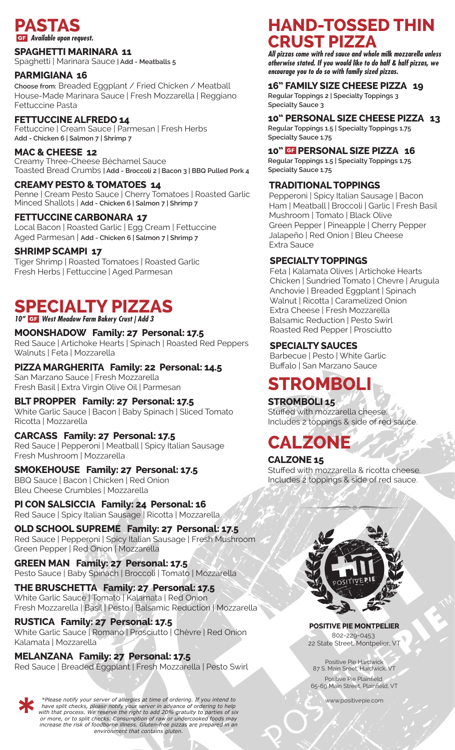# PASTAS

**GF** *Available upon request.*

### SPAGHETTI MARINARA 11
Spaghetti | Marinara Sauce | **Add - Meatballs 5**

### PARMIGIANA 16
**Choose from:** Breaded Eggplant / Fried Chicken / Meatball
House-Made Marinara Sauce | Fresh Mozzarella | Reggiano
Fettuccine Pasta

### FETTUCCINE ALFREDO 14
Fettuccine | Cream Sauce | Parmesan | Fresh Herbs
**Add - Chicken 6 | Salmon 7 | Shrimp 7**

### MAC & CHEESE 12
Creamy Three-Cheese Béchamel Sauce
Toasted Bread Crumbs | **Add - Broccoli 2 | Bacon 3 | BBQ Pulled Pork 4**

### CREAMY PESTO & TOMATOES 14
Penne | Cream Pesto Sauce | Cherry Tomatoes | Roasted Garlic
Minced Shallots | **Add - Chicken 6 | Salmon 7 | Shrimp 7**

### FETTUCCINE CARBONARA 17
Local Bacon | Roasted Garlic | Egg Cream | Fettuccine
Aged Parmesan | **Add - Chicken 6 | Salmon 7 | Shrimp 7**

### SHRIMP SCAMPI 17
Tiger Shrimp | Roasted Tomatoes | Roasted Garlic
Fresh Herbs | Fettuccine | Aged Parmesan

# SPECIALTY PIZZAS

***10" GF West Meadow Farm Bakery Crust | Add 3***

### MOONSHADOW Family: 27 Personal: 17.5
Red Sauce | Artichoke Hearts | Spinach | Roasted Red Peppers
Walnuts | Feta | Mozzarella

### PIZZA MARGHERITA Family: 22 Personal: 14.5
San Marzano Sauce | Fresh Mozzarella
Fresh Basil | Extra Virgin Olive Oil | Parmesan

### BLT PROPPER Family: 27 Personal: 17.5
White Garlic Sauce | Bacon | Baby Spinach | Sliced Tomato
Ricotta | Mozzarella

### CARCASS Family: 27 Personal: 17.5
Red Sauce | Pepperoni | Meatball | Spicy Italian Sausage
Fresh Mushroom | Mozzarella

### SMOKEHOUSE Family: 27 Personal: 17.5
BBQ Sauce | Bacon | Chicken | Red Onion
Bleu Cheese Crumbles | Mozzarella

### PI CON SALSICCIA Family: 24 Personal: 16
Red Sauce | Spicy Italian Sausage | Ricotta | Mozzarella

### OLD SCHOOL SUPREME Family: 27 Personal: 17.5
Red Sauce | Pepperoni | Spicy Italian Sausage | Fresh Mushroom
Green Pepper | Red Onion | Mozzarella

### GREEN MAN Family: 27 Personal: 17.5
Pesto Sauce | Baby Spinach | Broccoli | Tomato | Mozzarella

### THE BRUSCHETTA Family: 27 Personal: 17.5
White Garlic Sauce | Tomato | Kalamata | Red Onion
Fresh Mozzarella | Basil | Pesto | Balsamic Reduction | Mozzarella

### RUSTICA Family: 27 Personal: 17.5
White Garlic Sauce | Romano | Prosciutto | Chèvre | Red Onion
Kalamata | Mozzarella

### MELANZANA Family: 27 Personal: 17.5
Red Sauce | Breaded Eggplant | Fresh Mozzarella | Pesto Swirl

*\*Please notify your server of allergies at time of ordering. If you intend to have split checks, please notify your server in advance of ordering to help with that process. We reserve the right to add 20% gratuity to parties of six or more, or to split checks. Consumption of raw or undercooked foods may increase the risk of foodborne illness. Gluten-free pizzas are prepared in an environment that contains gluten.*

# HAND-TOSSED THIN CRUST PIZZA

***All pizzas come with red sauce and whole milk mozzarella unless otherwise stated. If you would like to do half & half pizzas, we encourage you to do so with family sized pizzas.***

### 16" FAMILY SIZE CHEESE PIZZA 19
**Regular Toppings 2 | Specialty Toppings 3**
**Specialty Sauce 3**

### 10" PERSONAL SIZE CHEESE PIZZA 13
**Regular Toppings 1.5 | Specialty Toppings 1.75**
**Specialty Sauce 1.75**

### 10" GF PERSONAL SIZE PIZZA 16
**Regular Toppings 1.5 | Specialty Toppings 1.75**
**Specialty Sauce 1.75**

### TRADITIONAL TOPPINGS
Pepperoni | Spicy Italian Sausage | Bacon
Ham | Meatball | Broccoli | Garlic | Fresh Basil
Mushroom | Tomato | Black Olive
Green Pepper | Pineapple | Cherry Pepper
Jalapeño | Red Onion | Bleu Cheese
Extra Sauce

### SPECIALTY TOPPINGS
Feta | Kalamata Olives | Artichoke Hearts
Chicken | Sundried Tomato | Chevre | Arugula
Anchovie | Breaded Eggplant | Spinach
Walnut | Ricotta | Caramelized Onion
Extra Cheese | Fresh Mozzarella
Balsamic Reduction | Pesto Swirl
Roasted Red Pepper | Prosciutto

### SPECIALTY SAUCES
Barbecue | Pesto | White Garlic
Buffalo | San Marzano Sauce

# STROMBOLI

### STROMBOLI 15
Stuffed with mozzarella cheese.
Includes 2 toppings & side of red sauce.

# CALZONE

### CALZONE 15
Stuffed with mozzarella & ricotta cheese.
Includes 2 toppings & side of red sauce.

**POSITIVE PIE MONTPELIER**
802-229-0453
22 State Street, Montpelier, VT

Positive Pie Hardwick
87 S. Main Sreet, Hardwick, VT

Positive Pie Plainfield
65-69 Main Street, Plainfield, VT

www.positivepie.com